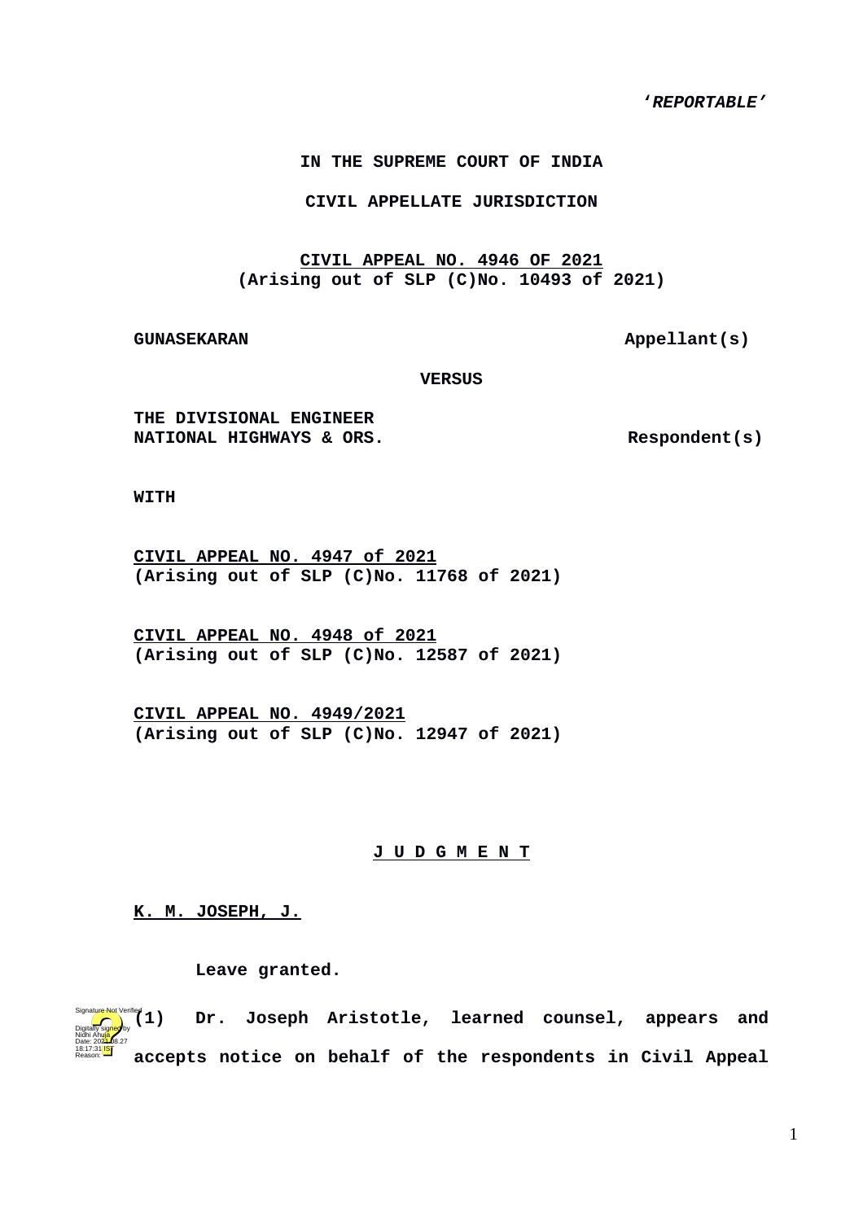***'REPORTABLE'***

**IN THE SUPREME COURT OF INDIA**

**CIVIL APPELLATE JURISDICTION**

**CIVIL APPEAL NO. 4946 OF 2021**
**(Arising out of SLP (C)No. 10493 of 2021)**

**GUNASEKARAN** **Appellant(s)**

**VERSUS**

**THE DIVISIONAL ENGINEER**
**NATIONAL HIGHWAYS & ORS.** **Respondent(s)**

**WITH**

**CIVIL APPEAL NO. 4947 of 2021**
**(Arising out of SLP (C)No. 11768 of 2021)**

**CIVIL APPEAL NO. 4948 of 2021**
**(Arising out of SLP (C)No. 12587 of 2021)**

**CIVIL APPEAL NO. 4949/2021**
**(Arising out of SLP (C)No. 12947 of 2021)**

**J U D G M E N T**

**K. M. JOSEPH, J.**

**Leave granted.**

**(1) Dr. Joseph Aristotle, learned counsel, appears and accepts notice on behalf of the respondents in Civil Appeal**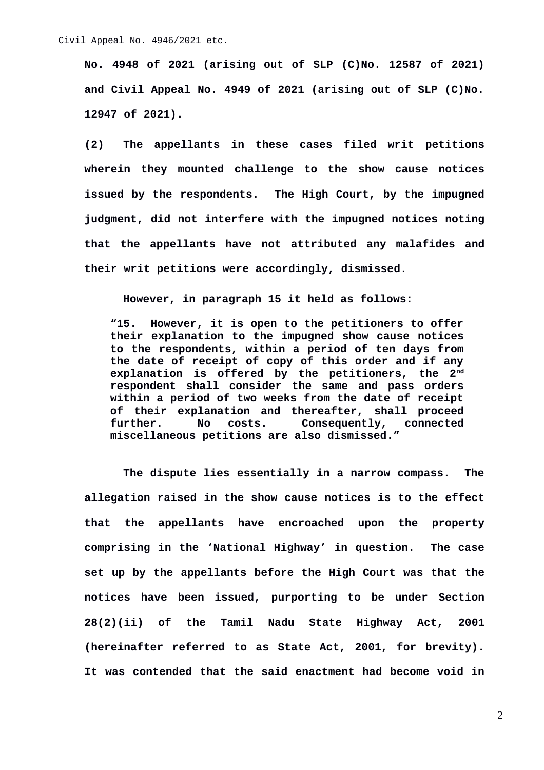**No. 4948 of 2021 (arising out of SLP (C)No. 12587 of 2021) and Civil Appeal No. 4949 of 2021 (arising out of SLP (C)No. 12947 of 2021).**

**(2) The appellants in these cases filed writ petitions wherein they mounted challenge to the show cause notices issued by the respondents. The High Court, by the impugned judgment, did not interfere with the impugned notices noting that the appellants have not attributed any malafides and their writ petitions were accordingly, dismissed.**

**However, in paragraph 15 it held as follows:**

> **"15. However, it is open to the petitioners to offer their explanation to the impugned show cause notices to the respondents, within a period of ten days from the date of receipt of copy of this order and if any explanation is offered by the petitioners, the 2nd respondent shall consider the same and pass orders within a period of two weeks from the date of receipt of their explanation and thereafter, shall proceed further. No costs. Consequently, connected miscellaneous petitions are also dismissed."**

**The dispute lies essentially in a narrow compass. The allegation raised in the show cause notices is to the effect that the appellants have encroached upon the property comprising in the 'National Highway' in question. The case set up by the appellants before the High Court was that the notices have been issued, purporting to be under Section 28(2)(ii) of the Tamil Nadu State Highway Act, 2001 (hereinafter referred to as State Act, 2001, for brevity). It was contended that the said enactment had become void in**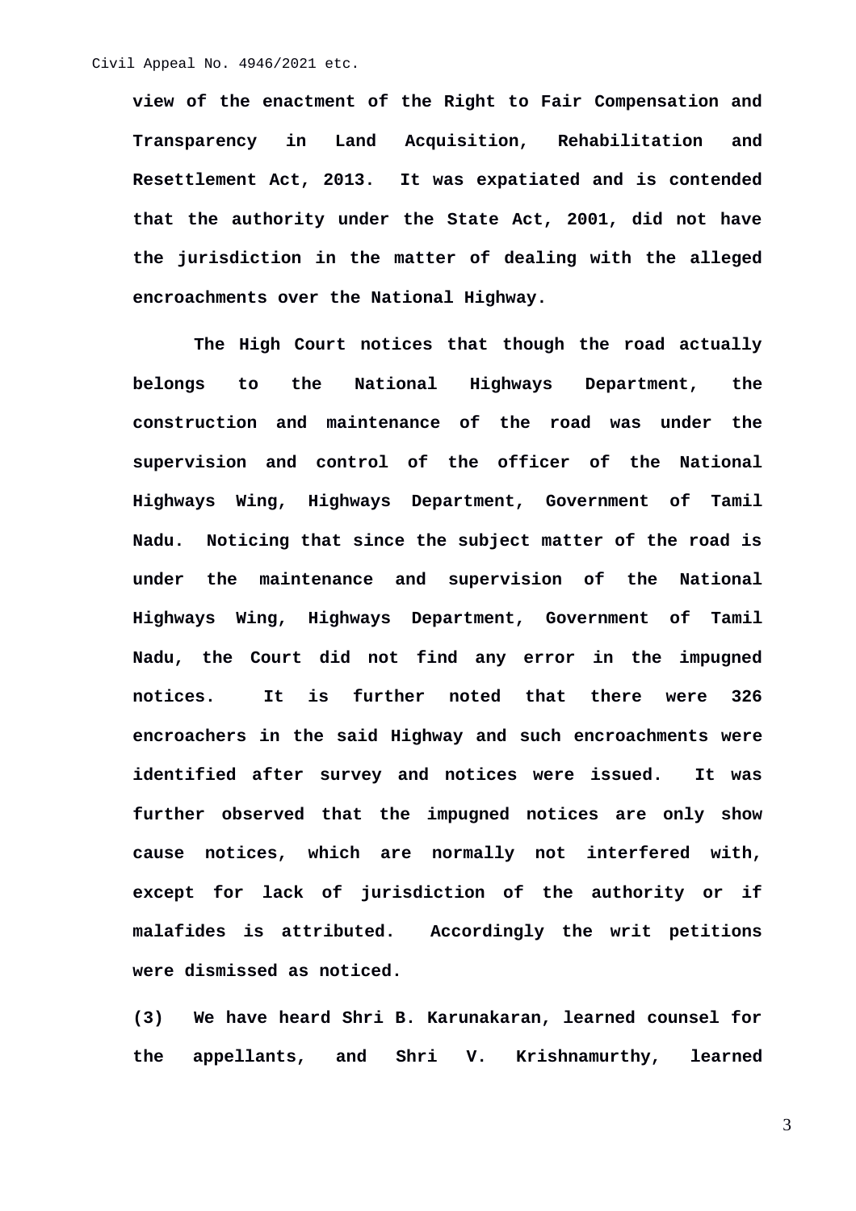**view of the enactment of the Right to Fair Compensation and Transparency in Land Acquisition, Rehabilitation and Resettlement Act, 2013. It was expatiated and is contended that the authority under the State Act, 2001, did not have the jurisdiction in the matter of dealing with the alleged encroachments over the National Highway.**

**The High Court notices that though the road actually belongs to the National Highways Department, the construction and maintenance of the road was under the supervision and control of the officer of the National Highways Wing, Highways Department, Government of Tamil Nadu. Noticing that since the subject matter of the road is under the maintenance and supervision of the National Highways Wing, Highways Department, Government of Tamil Nadu, the Court did not find any error in the impugned notices. It is further noted that there were 326 encroachers in the said Highway and such encroachments were identified after survey and notices were issued. It was further observed that the impugned notices are only show cause notices, which are normally not interfered with, except for lack of jurisdiction of the authority or if malafides is attributed. Accordingly the writ petitions were dismissed as noticed.**

**(3) We have heard Shri B. Karunakaran, learned counsel for the appellants, and Shri V. Krishnamurthy, learned**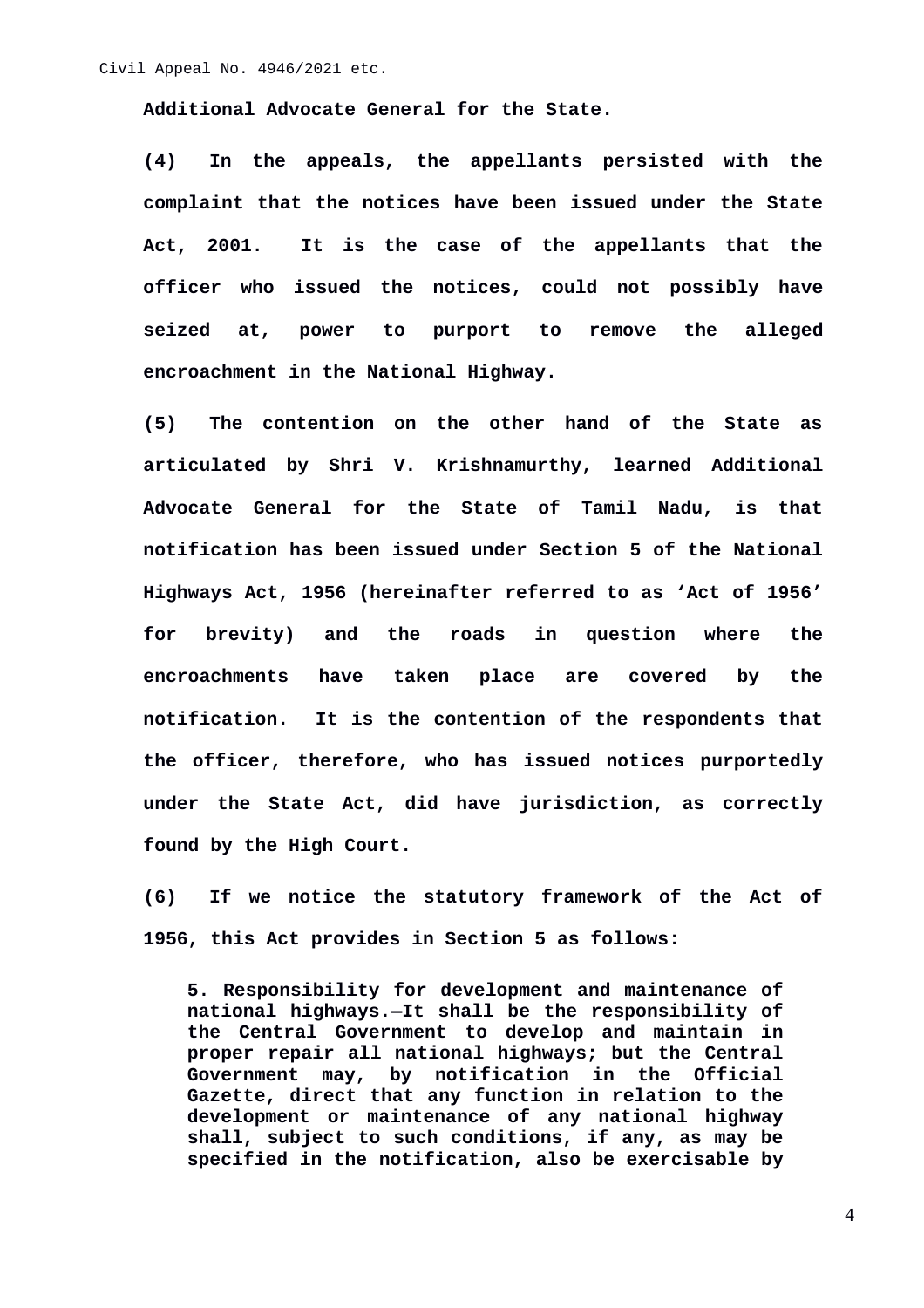**Additional Advocate General for the State.**

**(4) In the appeals, the appellants persisted with the complaint that the notices have been issued under the State Act, 2001. It is the case of the appellants that the officer who issued the notices, could not possibly have seized at, power to purport to remove the alleged encroachment in the National Highway.**

**(5) The contention on the other hand of the State as articulated by Shri V. Krishnamurthy, learned Additional Advocate General for the State of Tamil Nadu, is that notification has been issued under Section 5 of the National Highways Act, 1956 (hereinafter referred to as 'Act of 1956' for brevity) and the roads in question where the encroachments have taken place are covered by the notification. It is the contention of the respondents that the officer, therefore, who has issued notices purportedly under the State Act, did have jurisdiction, as correctly found by the High Court.**

**(6) If we notice the statutory framework of the Act of 1956, this Act provides in Section 5 as follows:**

> **5. Responsibility for development and maintenance of national highways.—It shall be the responsibility of the Central Government to develop and maintain in proper repair all national highways; but the Central Government may, by notification in the Official Gazette, direct that any function in relation to the development or maintenance of any national highway shall, subject to such conditions, if any, as may be specified in the notification, also be exercisable by**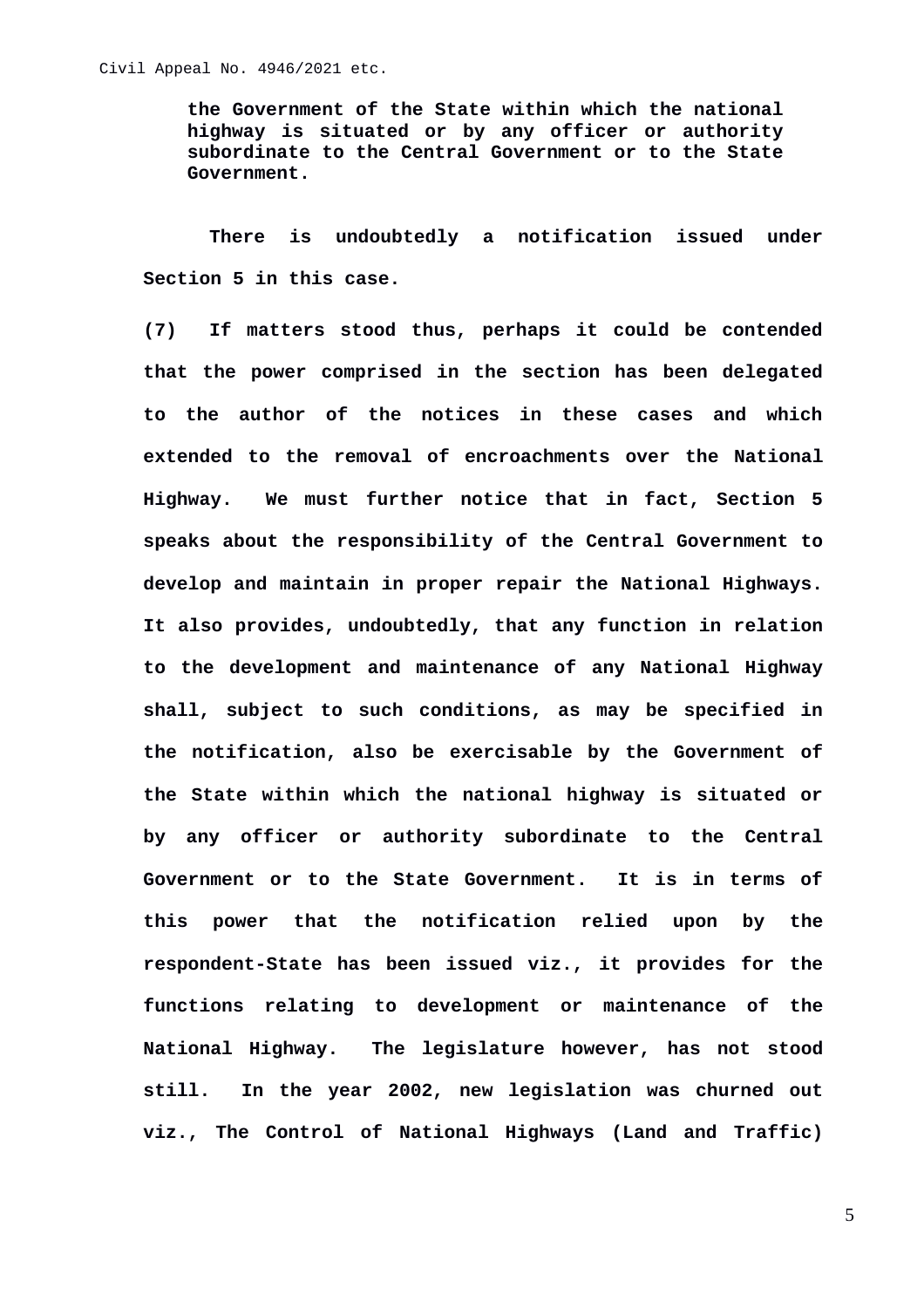**the Government of the State within which the national highway is situated or by any officer or authority subordinate to the Central Government or to the State Government.**

**There is undoubtedly a notification issued under Section 5 in this case.**

**(7) If matters stood thus, perhaps it could be contended that the power comprised in the section has been delegated to the author of the notices in these cases and which extended to the removal of encroachments over the National Highway. We must further notice that in fact, Section 5 speaks about the responsibility of the Central Government to develop and maintain in proper repair the National Highways. It also provides, undoubtedly, that any function in relation to the development and maintenance of any National Highway shall, subject to such conditions, as may be specified in the notification, also be exercisable by the Government of the State within which the national highway is situated or by any officer or authority subordinate to the Central Government or to the State Government. It is in terms of this power that the notification relied upon by the respondent-State has been issued viz., it provides for the functions relating to development or maintenance of the National Highway. The legislature however, has not stood still. In the year 2002, new legislation was churned out viz., The Control of National Highways (Land and Traffic)**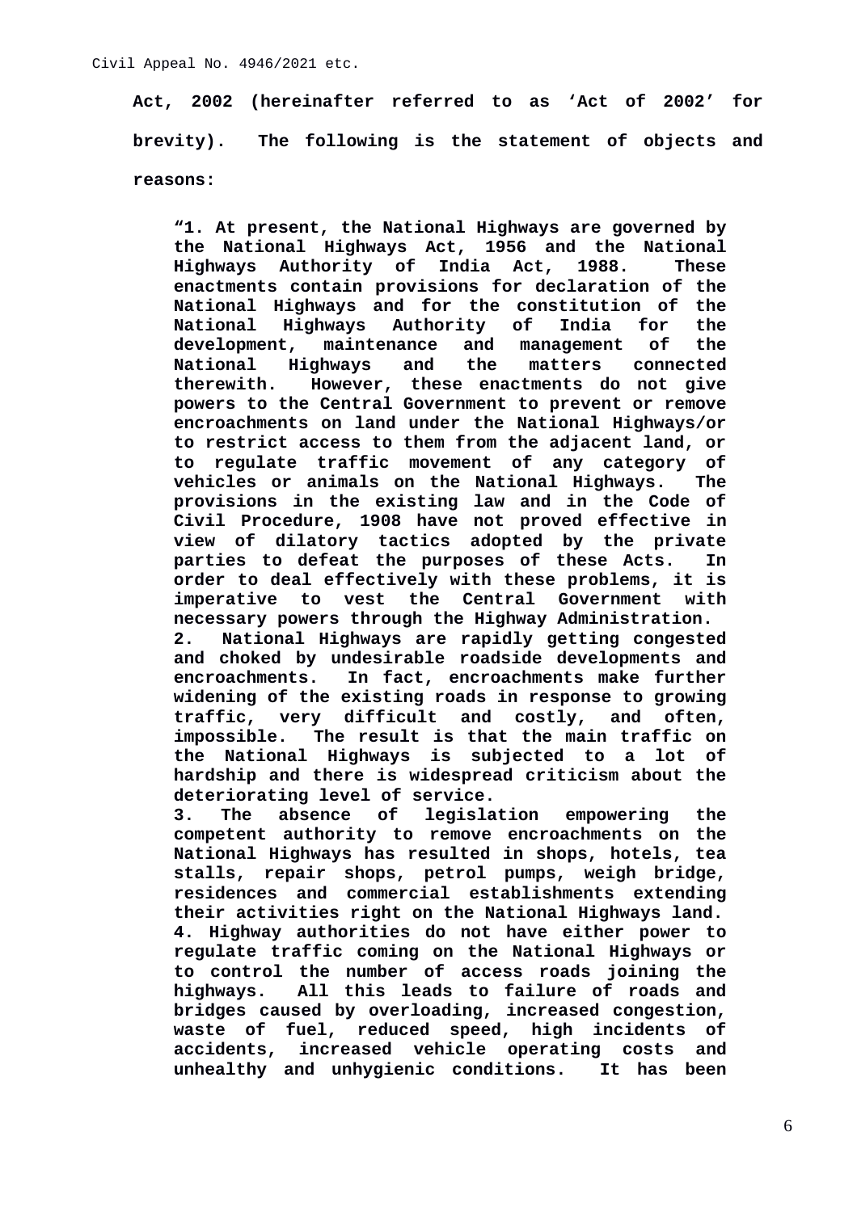**Act, 2002 (hereinafter referred to as 'Act of 2002' for brevity). The following is the statement of objects and reasons:**

> **"1. At present, the National Highways are governed by the National Highways Act, 1956 and the National Highways Authority of India Act, 1988. These enactments contain provisions for declaration of the National Highways and for the constitution of the National Highways Authority of India for the development, maintenance and management of the National Highways and the matters connected therewith. However, these enactments do not give powers to the Central Government to prevent or remove encroachments on land under the National Highways/or to restrict access to them from the adjacent land, or to regulate traffic movement of any category of vehicles or animals on the National Highways. The provisions in the existing law and in the Code of Civil Procedure, 1908 have not proved effective in view of dilatory tactics adopted by the private parties to defeat the purposes of these Acts. In order to deal effectively with these problems, it is imperative to vest the Central Government with necessary powers through the Highway Administration.**
>
> **2. National Highways are rapidly getting congested and choked by undesirable roadside developments and encroachments. In fact, encroachments make further widening of the existing roads in response to growing traffic, very difficult and costly, and often, impossible. The result is that the main traffic on the National Highways is subjected to a lot of hardship and there is widespread criticism about the deteriorating level of service.**
>
> **3. The absence of legislation empowering the competent authority to remove encroachments on the National Highways has resulted in shops, hotels, tea stalls, repair shops, petrol pumps, weigh bridge, residences and commercial establishments extending their activities right on the National Highways land.**
>
> **4. Highway authorities do not have either power to regulate traffic coming on the National Highways or to control the number of access roads joining the highways. All this leads to failure of roads and bridges caused by overloading, increased congestion, waste of fuel, reduced speed, high incidents of accidents, increased vehicle operating costs and unhealthy and unhygienic conditions. It has been**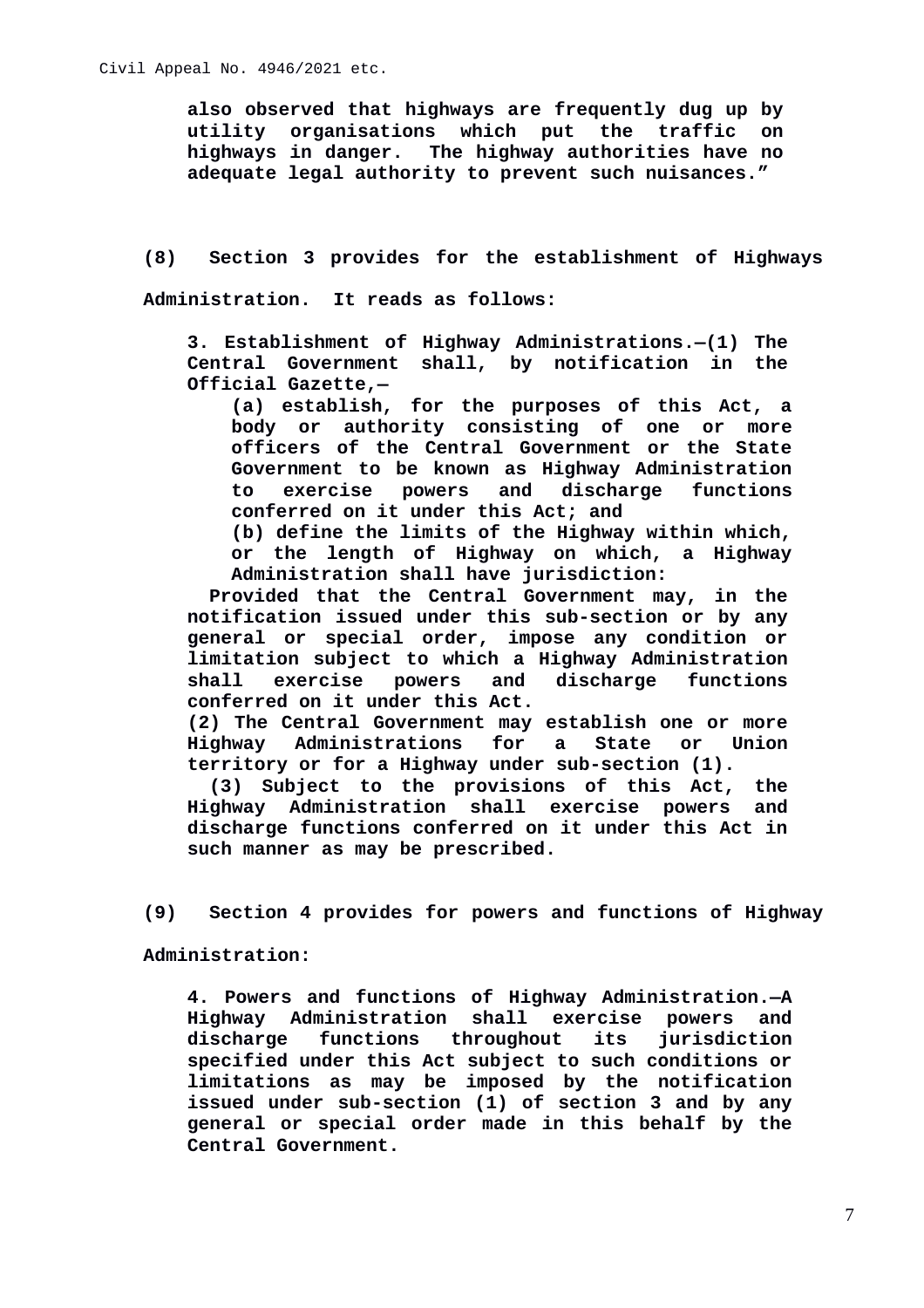**also observed that highways are frequently dug up by utility organisations which put the traffic on highways in danger. The highway authorities have no adequate legal authority to prevent such nuisances."**

**(8) Section 3 provides for the establishment of Highways Administration. It reads as follows:**

> **3. Establishment of Highway Administrations.—(1) The Central Government shall, by notification in the Official Gazette,—**
>
> **(a) establish, for the purposes of this Act, a body or authority consisting of one or more officers of the Central Government or the State Government to be known as Highway Administration to exercise powers and discharge functions conferred on it under this Act; and**
>
> **(b) define the limits of the Highway within which, or the length of Highway on which, a Highway Administration shall have jurisdiction:**
>
> **Provided that the Central Government may, in the notification issued under this sub-section or by any general or special order, impose any condition or limitation subject to which a Highway Administration shall exercise powers and discharge functions conferred on it under this Act.**
>
> **(2) The Central Government may establish one or more Highway Administrations for a State or Union territory or for a Highway under sub-section (1).**
>
> **(3) Subject to the provisions of this Act, the Highway Administration shall exercise powers and discharge functions conferred on it under this Act in such manner as may be prescribed.**

**(9) Section 4 provides for powers and functions of Highway Administration:**

> **4. Powers and functions of Highway Administration.—A Highway Administration shall exercise powers and discharge functions throughout its jurisdiction specified under this Act subject to such conditions or limitations as may be imposed by the notification issued under sub-section (1) of section 3 and by any general or special order made in this behalf by the Central Government.**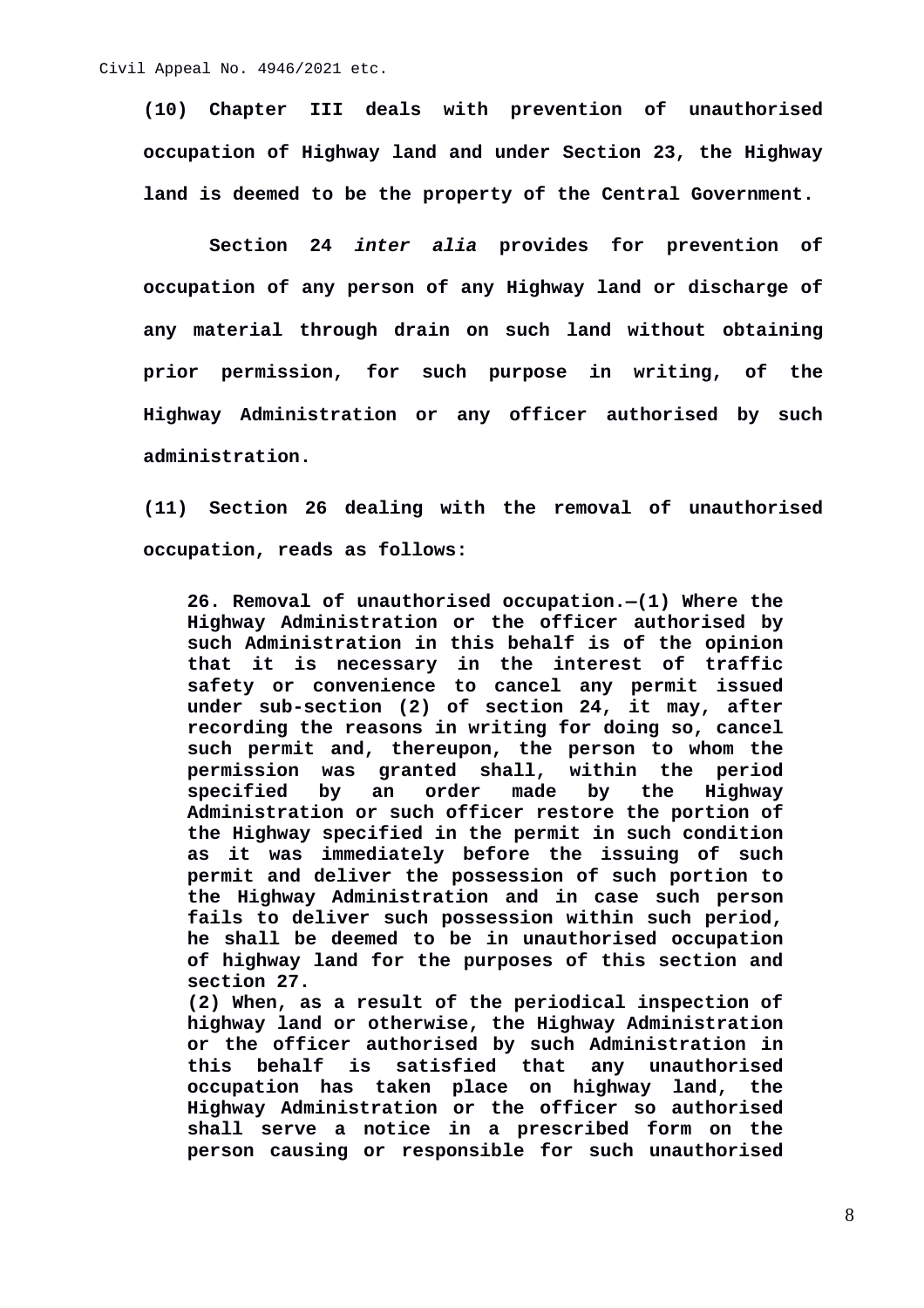**(10) Chapter III deals with prevention of unauthorised occupation of Highway land and under Section 23, the Highway land is deemed to be the property of the Central Government.**

**Section 24 *inter alia* provides for prevention of occupation of any person of any Highway land or discharge of any material through drain on such land without obtaining prior permission, for such purpose in writing, of the Highway Administration or any officer authorised by such administration.**

**(11) Section 26 dealing with the removal of unauthorised occupation, reads as follows:**

> **26. Removal of unauthorised occupation.—(1) Where the Highway Administration or the officer authorised by such Administration in this behalf is of the opinion that it is necessary in the interest of traffic safety or convenience to cancel any permit issued under sub-section (2) of section 24, it may, after recording the reasons in writing for doing so, cancel such permit and, thereupon, the person to whom the permission was granted shall, within the period specified by an order made by the Highway Administration or such officer restore the portion of the Highway specified in the permit in such condition as it was immediately before the issuing of such permit and deliver the possession of such portion to the Highway Administration and in case such person fails to deliver such possession within such period, he shall be deemed to be in unauthorised occupation of highway land for the purposes of this section and section 27.**
>
> **(2) When, as a result of the periodical inspection of highway land or otherwise, the Highway Administration or the officer authorised by such Administration in this behalf is satisfied that any unauthorised occupation has taken place on highway land, the Highway Administration or the officer so authorised shall serve a notice in a prescribed form on the person causing or responsible for such unauthorised**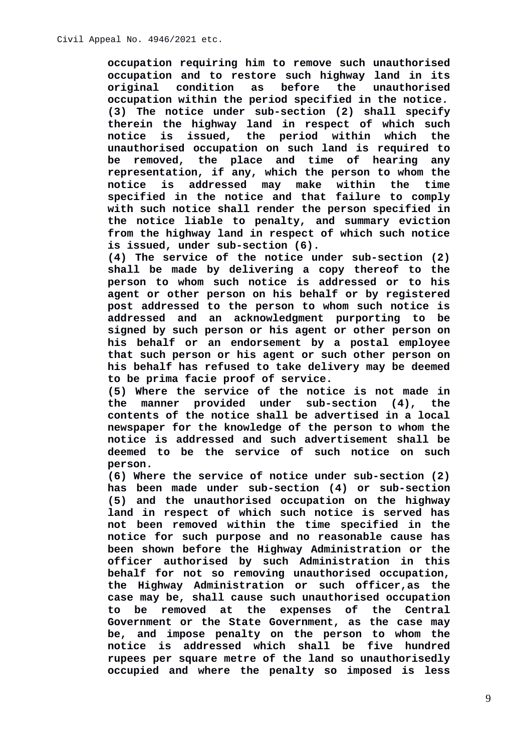**occupation requiring him to remove such unauthorised occupation and to restore such highway land in its original condition as before the unauthorised occupation within the period specified in the notice.**

**(3) The notice under sub-section (2) shall specify therein the highway land in respect of which such notice is issued, the period within which the unauthorised occupation on such land is required to be removed, the place and time of hearing any representation, if any, which the person to whom the notice is addressed may make within the time specified in the notice and that failure to comply with such notice shall render the person specified in the notice liable to penalty, and summary eviction from the highway land in respect of which such notice is issued, under sub-section (6).**

**(4) The service of the notice under sub-section (2) shall be made by delivering a copy thereof to the person to whom such notice is addressed or to his agent or other person on his behalf or by registered post addressed to the person to whom such notice is addressed and an acknowledgment purporting to be signed by such person or his agent or other person on his behalf or an endorsement by a postal employee that such person or his agent or such other person on his behalf has refused to take delivery may be deemed to be prima facie proof of service.**

**(5) Where the service of the notice is not made in the manner provided under sub-section (4), the contents of the notice shall be advertised in a local newspaper for the knowledge of the person to whom the notice is addressed and such advertisement shall be deemed to be the service of such notice on such person.**

**(6) Where the service of notice under sub-section (2) has been made under sub-section (4) or sub-section (5) and the unauthorised occupation on the highway land in respect of which such notice is served has not been removed within the time specified in the notice for such purpose and no reasonable cause has been shown before the Highway Administration or the officer authorised by such Administration in this behalf for not so removing unauthorised occupation, the Highway Administration or such officer,as the case may be, shall cause such unauthorised occupation to be removed at the expenses of the Central Government or the State Government, as the case may be, and impose penalty on the person to whom the notice is addressed which shall be five hundred rupees per square metre of the land so unauthorisedly occupied and where the penalty so imposed is less**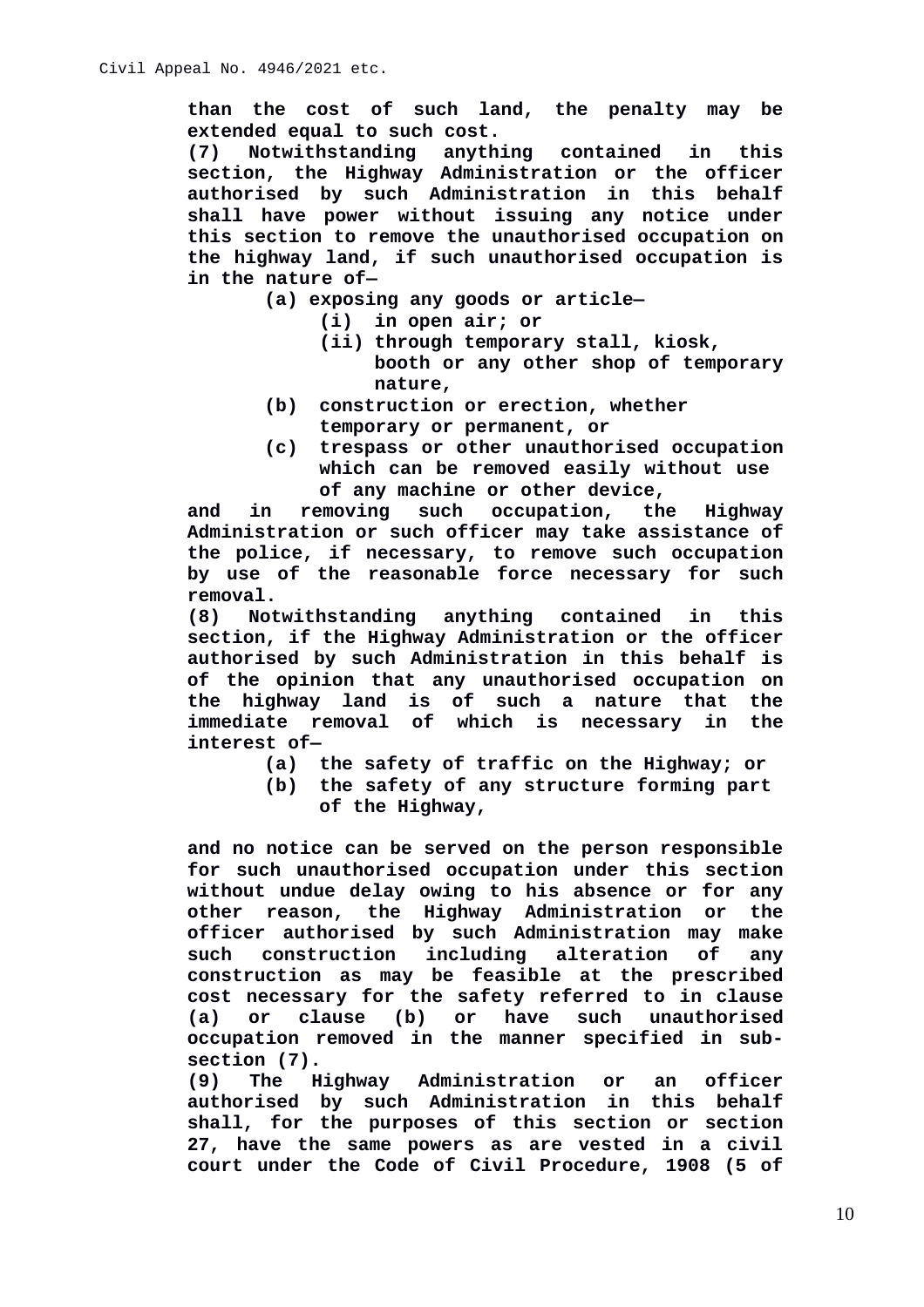**than the cost of such land, the penalty may be extended equal to such cost.**

**(7) Notwithstanding anything contained in this section, the Highway Administration or the officer authorised by such Administration in this behalf shall have power without issuing any notice under this section to remove the unauthorised occupation on the highway land, if such unauthorised occupation is in the nature of—**

- **(a) exposing any goods or article—**
  - **(i) in open air; or**
  - **(ii) through temporary stall, kiosk, booth or any other shop of temporary nature,**
- **(b) construction or erection, whether temporary or permanent, or**
- **(c) trespass or other unauthorised occupation which can be removed easily without use of any machine or other device,**

**and in removing such occupation, the Highway Administration or such officer may take assistance of the police, if necessary, to remove such occupation by use of the reasonable force necessary for such removal.**

**(8) Notwithstanding anything contained in this section, if the Highway Administration or the officer authorised by such Administration in this behalf is of the opinion that any unauthorised occupation on the highway land is of such a nature that the immediate removal of which is necessary in the interest of—**

- **(a) the safety of traffic on the Highway; or**
- **(b) the safety of any structure forming part of the Highway,**

**and no notice can be served on the person responsible for such unauthorised occupation under this section without undue delay owing to his absence or for any other reason, the Highway Administration or the officer authorised by such Administration may make such construction including alteration of any construction as may be feasible at the prescribed cost necessary for the safety referred to in clause (a) or clause (b) or have such unauthorised occupation removed in the manner specified in sub-section (7).**

**(9) The Highway Administration or an officer authorised by such Administration in this behalf shall, for the purposes of this section or section 27, have the same powers as are vested in a civil court under the Code of Civil Procedure, 1908 (5 of**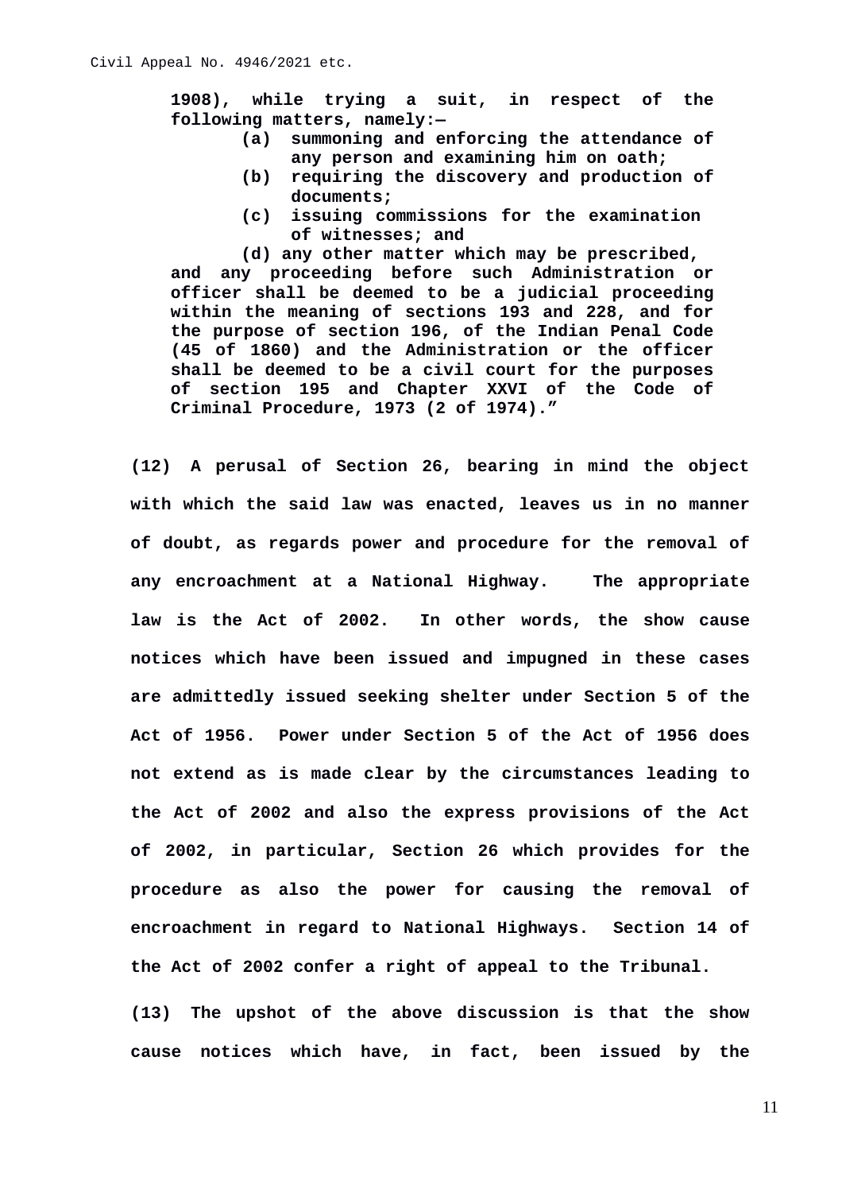**1908), while trying a suit, in respect of the following matters, namely:—**

> **(a) summoning and enforcing the attendance of any person and examining him on oath;**
>
> **(b) requiring the discovery and production of documents;**
>
> **(c) issuing commissions for the examination of witnesses; and**
>
> **(d) any other matter which may be prescribed,**

**and any proceeding before such Administration or officer shall be deemed to be a judicial proceeding within the meaning of sections 193 and 228, and for the purpose of section 196, of the Indian Penal Code (45 of 1860) and the Administration or the officer shall be deemed to be a civil court for the purposes of section 195 and Chapter XXVI of the Code of Criminal Procedure, 1973 (2 of 1974)."**

**(12) A perusal of Section 26, bearing in mind the object with which the said law was enacted, leaves us in no manner of doubt, as regards power and procedure for the removal of any encroachment at a National Highway. The appropriate law is the Act of 2002. In other words, the show cause notices which have been issued and impugned in these cases are admittedly issued seeking shelter under Section 5 of the Act of 1956. Power under Section 5 of the Act of 1956 does not extend as is made clear by the circumstances leading to the Act of 2002 and also the express provisions of the Act of 2002, in particular, Section 26 which provides for the procedure as also the power for causing the removal of encroachment in regard to National Highways. Section 14 of the Act of 2002 confer a right of appeal to the Tribunal.**

**(13) The upshot of the above discussion is that the show cause notices which have, in fact, been issued by the**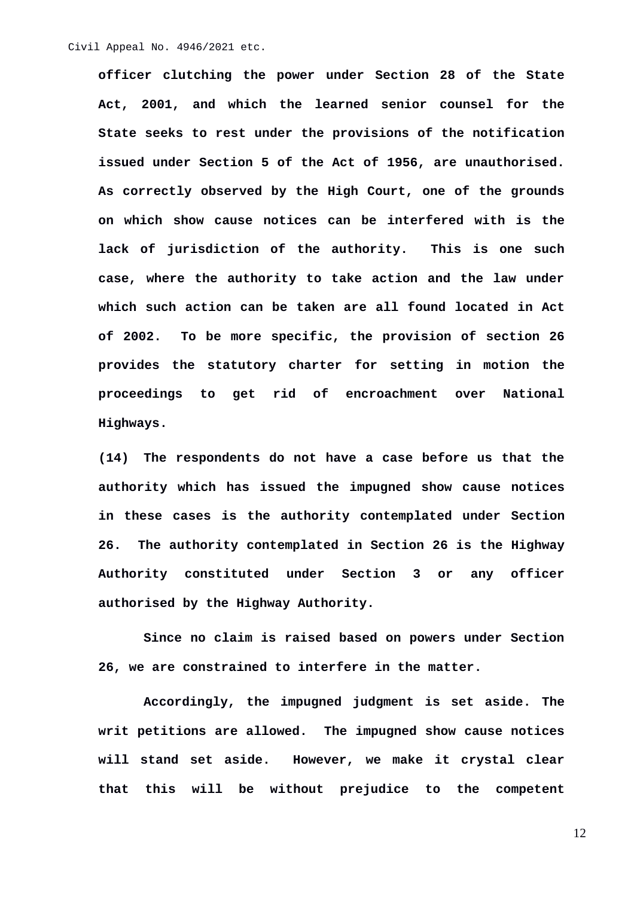**officer clutching the power under Section 28 of the State Act, 2001, and which the learned senior counsel for the State seeks to rest under the provisions of the notification issued under Section 5 of the Act of 1956, are unauthorised. As correctly observed by the High Court, one of the grounds on which show cause notices can be interfered with is the lack of jurisdiction of the authority. This is one such case, where the authority to take action and the law under which such action can be taken are all found located in Act of 2002. To be more specific, the provision of section 26 provides the statutory charter for setting in motion the proceedings to get rid of encroachment over National Highways.**

**(14) The respondents do not have a case before us that the authority which has issued the impugned show cause notices in these cases is the authority contemplated under Section 26. The authority contemplated in Section 26 is the Highway Authority constituted under Section 3 or any officer authorised by the Highway Authority.**

**Since no claim is raised based on powers under Section 26, we are constrained to interfere in the matter.**

**Accordingly, the impugned judgment is set aside. The writ petitions are allowed. The impugned show cause notices will stand set aside. However, we make it crystal clear that this will be without prejudice to the competent**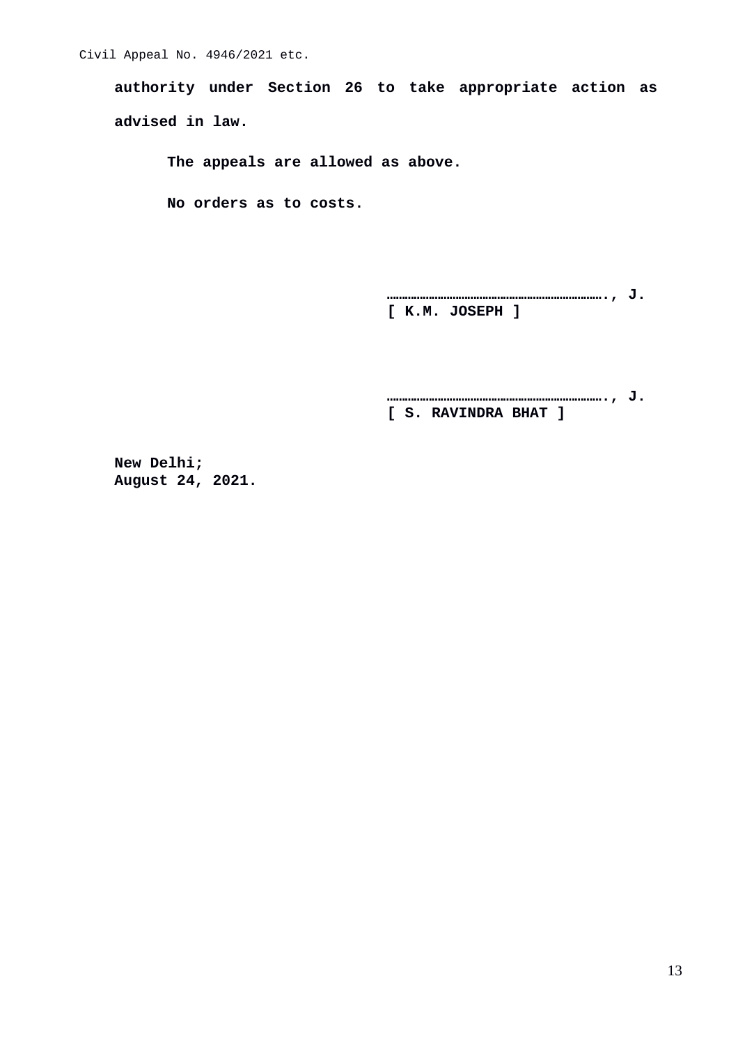**authority under Section 26 to take appropriate action as advised in law.**

**The appeals are allowed as above.**

**No orders as to costs.**

**…………………………………………………………………., J.**
**[ K.M. JOSEPH ]**

**…………………………………………………………………., J.**
**[ S. RAVINDRA BHAT ]**

**New Delhi;**
**August 24, 2021.**